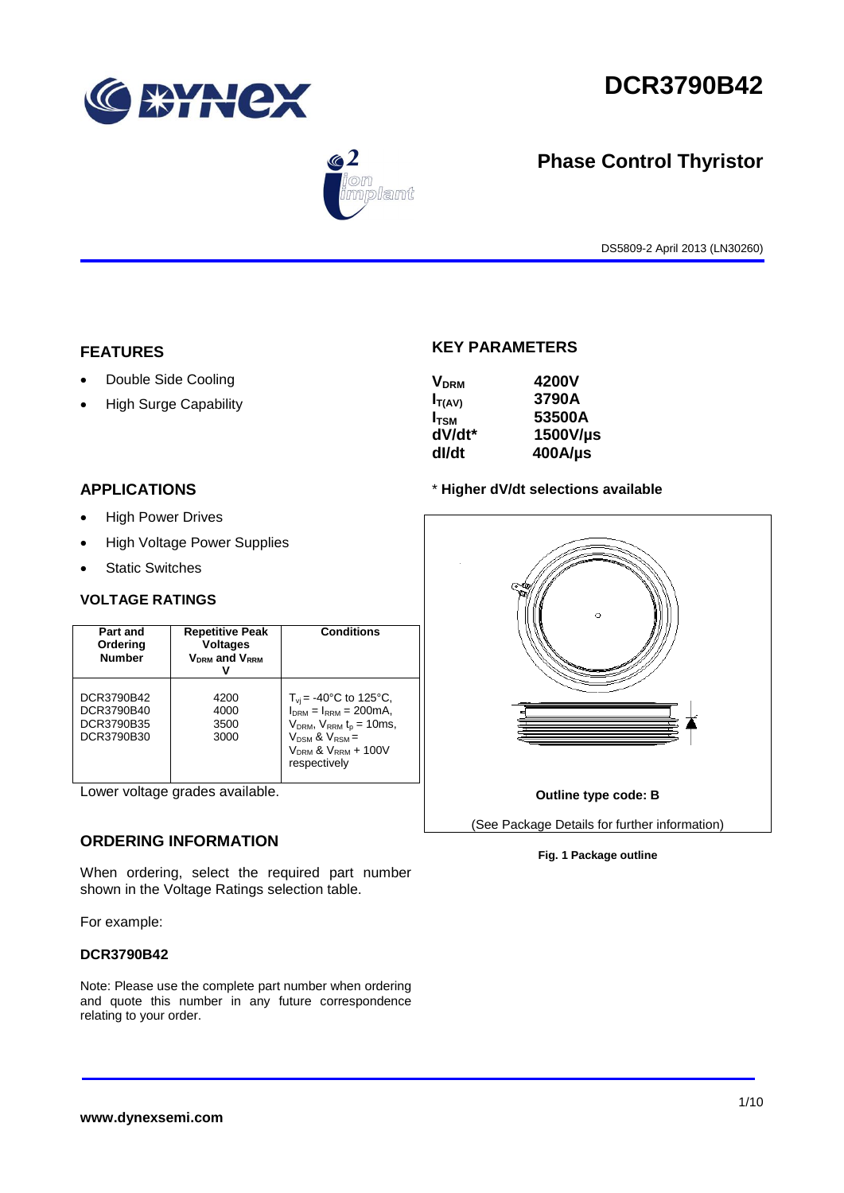# DCR3790B42

## Phase Control Thyristor

DS5809-2 April 2013 (LN30260)

## FEATURES

- Double Side Cooling
- High Surge Capability

## APPLICATIONS

- High Power Drives
- High Voltage Power Supplies
- Static Switches

## KEY PARAMETERS

| | |
|---|---|
| $V_{DRM}$ | **4200V** |
| $I_{T(AV)}$ | **3790A** |
| $I_{TSM}$ | **53500A** |
| **dV/dt*** | **1500V/µs** |
| **dI/dt** | **400A/µs** |

\* **Higher dV/dt selections available**

## VOLTAGE RATINGS

| Part and Ordering Number | Repetitive Peak Voltages $V_{DRM}$ and $V_{RRM}$ V | Conditions |
|---|---|---|
| DCR3790B42<br>DCR3790B40<br>DCR3790B35<br>DCR3790B30 | 4200<br>4000<br>3500<br>3000 | $T_{vj}$ = -40°C to 125°C, $I_{DRM}$ = $I_{RRM}$ = 200mA, $V_{DRM}$, $V_{RRM}$ $t_p$ = 10ms, $V_{DSM}$ & $V_{RSM}$ = $V_{DRM}$ & $V_{RRM}$ + 100V respectively |

Lower voltage grades available.

Outline type code: B

(See Package Details for further information)

**Fig. 1 Package outline**

## ORDERING INFORMATION

When ordering, select the required part number shown in the Voltage Ratings selection table.

For example:

**DCR3790B42**

Note: Please use the complete part number when ordering and quote this number in any future correspondence relating to your order.

**www.dynexsemi.com**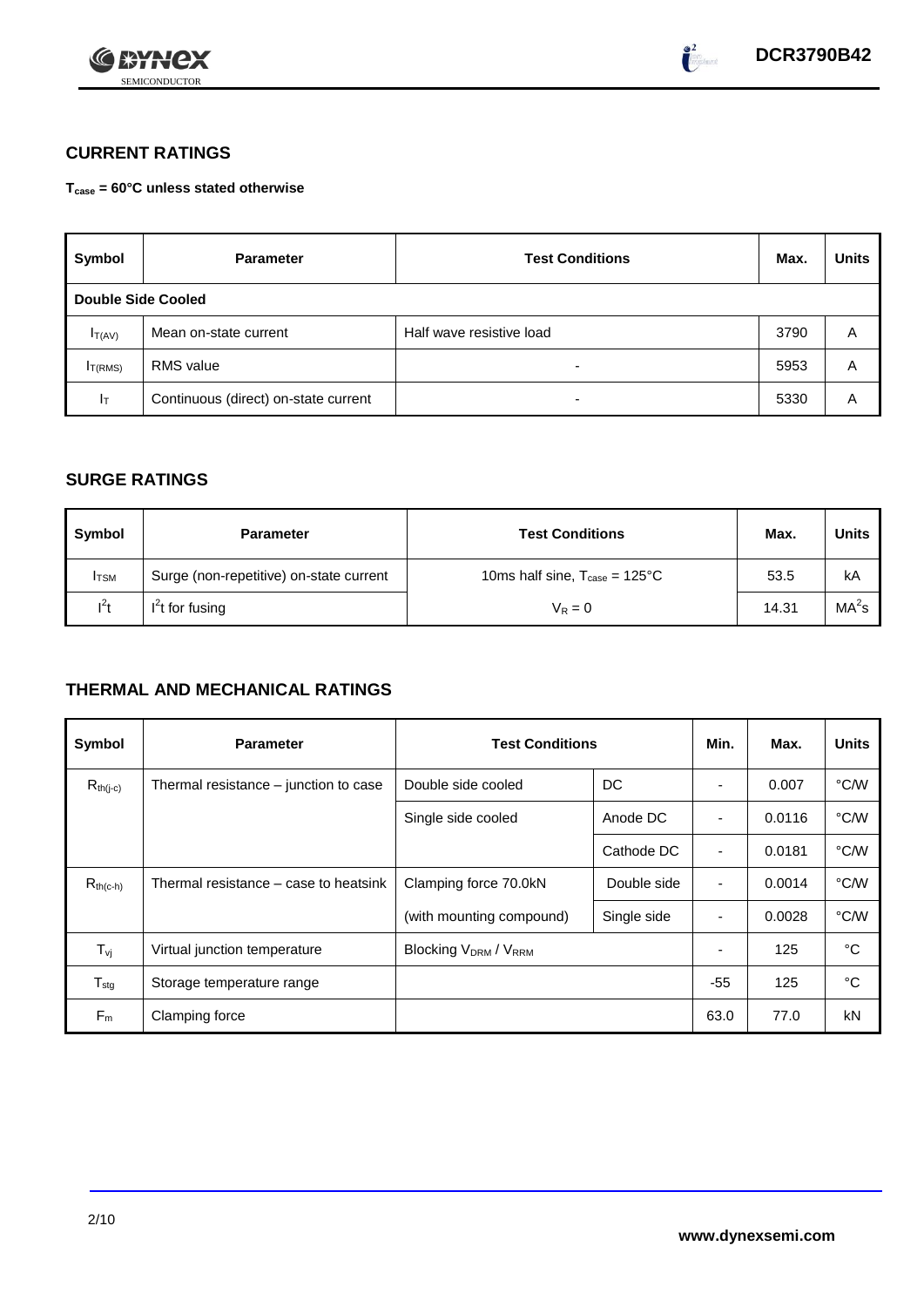## CURRENT RATINGS

**$T_{case}$ = 60°C unless stated otherwise**

| Symbol | Parameter | Test Conditions | Max. | Units |
|---|---|---|---|---|
| **Double Side Cooled** | | | | |
| $I_{T(AV)}$ | Mean on-state current | Half wave resistive load | 3790 | A |
| $I_{T(RMS)}$ | RMS value | - | 5953 | A |
| $I_T$ | Continuous (direct) on-state current | - | 5330 | A |

## SURGE RATINGS

| Symbol | Parameter | Test Conditions | Max. | Units |
|---|---|---|---|---|
| $I_{TSM}$ | Surge (non-repetitive) on-state current | 10ms half sine, $T_{case}$ = 125°C | 53.5 | kA |
| $I^2t$ | $I^2t$ for fusing | $V_R = 0$ | 14.31 | $MA^2s$ |

## THERMAL AND MECHANICAL RATINGS

| Symbol | Parameter | Test Conditions | | Min. | Max. | Units |
|---|---|---|---|---|---|---|
| $R_{th(j-c)}$ | Thermal resistance – junction to case | Double side cooled | DC | - | 0.007 | °C/W |
| | | Single side cooled | Anode DC | - | 0.0116 | °C/W |
| | | | Cathode DC | - | 0.0181 | °C/W |
| $R_{th(c-h)}$ | Thermal resistance – case to heatsink | Clamping force 70.0kN | Double side | - | 0.0014 | °C/W |
| | | (with mounting compound) | Single side | - | 0.0028 | °C/W |
| $T_{vj}$ | Virtual junction temperature | Blocking $V_{DRM}$ / $V_{RRM}$ | | - | 125 | °C |
| $T_{stg}$ | Storage temperature range | | | -55 | 125 | °C |
| $F_m$ | Clamping force | | | 63.0 | 77.0 | kN |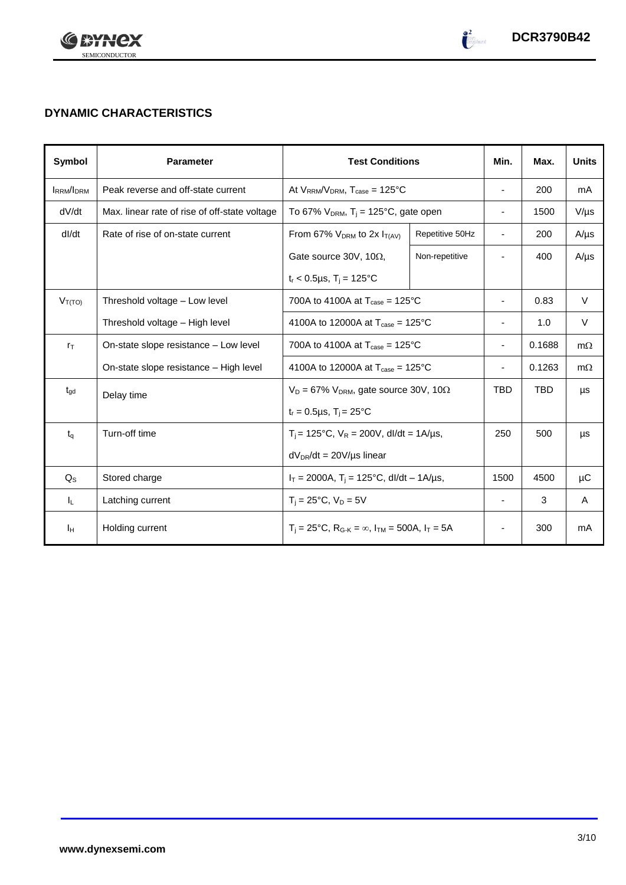## DYNAMIC CHARACTERISTICS

| Symbol | Parameter | Test Conditions | | Min. | Max. | Units |
|---|---|---|---|---|---|---|
| $I_{RRM}/I_{DRM}$ | Peak reverse and off-state current | At $V_{RRM}/V_{DRM}$, $T_{case}$ = 125°C | | - | 200 | mA |
| dV/dt | Max. linear rate of rise of off-state voltage | To 67% $V_{DRM}$, $T_j$ = 125°C, gate open | | - | 1500 | V/µs |
| dI/dt | Rate of rise of on-state current | From 67% $V_{DRM}$ to 2x $I_{T(AV)}$ | Repetitive 50Hz | - | 200 | A/µs |
| | | Gate source 30V, 10Ω, | Non-repetitive | - | 400 | A/µs |
| | | $t_r$ < 0.5µs, $T_j$ = 125°C | | | | |
| $V_{T(TO)}$ | Threshold voltage – Low level | 700A to 4100A at $T_{case}$ = 125°C | | - | 0.83 | V |
| | Threshold voltage – High level | 4100A to 12000A at $T_{case}$ = 125°C | | - | 1.0 | V |
| $r_T$ | On-state slope resistance – Low level | 700A to 4100A at $T_{case}$ = 125°C | | - | 0.1688 | mΩ |
| | On-state slope resistance – High level | 4100A to 12000A at $T_{case}$ = 125°C | | - | 0.1263 | mΩ |
| $t_{gd}$ | Delay time | $V_D$ = 67% $V_{DRM}$, gate source 30V, 10Ω | | TBD | TBD | µs |
| | | $t_r$ = 0.5µs, $T_j$ = 25°C | | | | |
| $t_q$ | Turn-off time | $T_j$ = 125°C, $V_R$ = 200V, dI/dt = 1A/µs, | | 250 | 500 | µs |
| | | $dV_{DR}/dt$ = 20V/µs linear | | | | |
| $Q_S$ | Stored charge | $I_T$ = 2000A, $T_j$ = 125°C, dI/dt – 1A/µs, | | 1500 | 4500 | µC |
| $I_L$ | Latching current | $T_j$ = 25°C, $V_D$ = 5V | | - | 3 | A |
| $I_H$ | Holding current | $T_j$ = 25°C, $R_{G-K}$ = ∞, $I_{TM}$ = 500A, $I_T$ = 5A | | - | 300 | mA |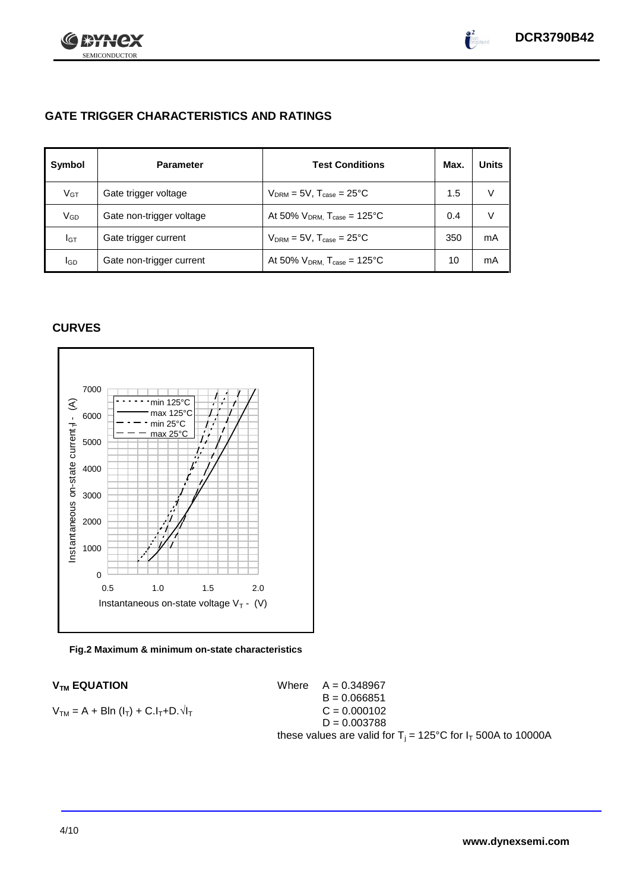## GATE TRIGGER CHARACTERISTICS AND RATINGS

| Symbol | Parameter | Test Conditions | Max. | Units |
|---|---|---|---|---|
| $V_{GT}$ | Gate trigger voltage | $V_{DRM} = 5V$, $T_{case} = 25°C$ | 1.5 | V |
| $V_{GD}$ | Gate non-trigger voltage | At 50% $V_{DRM}$, $T_{case} = 125°C$ | 0.4 | V |
| $I_{GT}$ | Gate trigger current | $V_{DRM} = 5V$, $T_{case} = 25°C$ | 350 | mA |
| $I_{GD}$ | Gate non-trigger current | At 50% $V_{DRM}$, $T_{case} = 125°C$ | 10 | mA |

## CURVES

**Fig.2 Maximum & minimum on-state characteristics**

### $V_{TM}$ EQUATION

$$V_{TM} = A + B\ln(I_T) + C.I_T + D.\sqrt{I_T}$$

Where
A = 0.348967
B = 0.066851
C = 0.000102
D = 0.003788

these values are valid for $T_j = 125°C$ for $I_T$ 500A to 10000A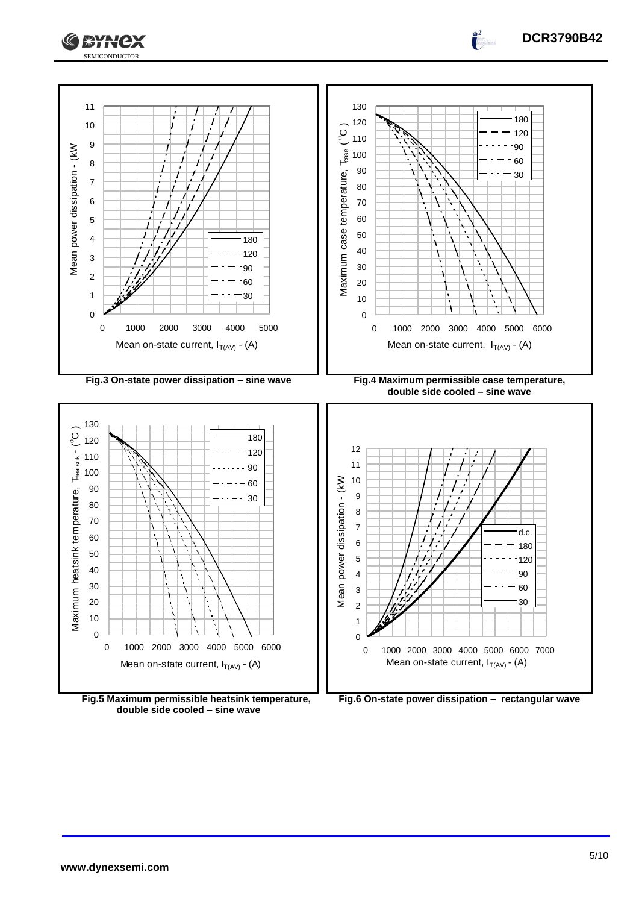Fig.3 On-state power dissipation – sine wave

Fig.4 Maximum permissible case temperature, double side cooled – sine wave

Fig.5 Maximum permissible heatsink temperature, double side cooled – sine wave

Fig.6 On-state power dissipation – rectangular wave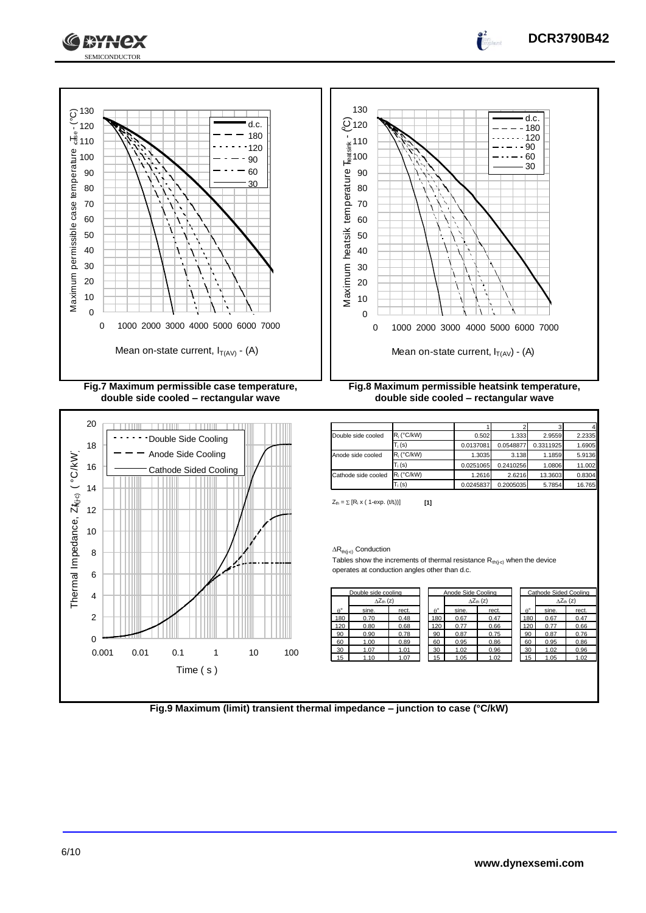Fig.7 Maximum permissible case temperature, double side cooled – rectangular wave

Fig.8 Maximum permissible heatsink temperature, double side cooled – rectangular wave

| | | 1 | 2 | 3 | 4 |
|---|---|---|---|---|---|
| Double side cooled | $R_i$ (°C/kW) | 0.502 | 1.333 | 2.9559 | 2.2335 |
| | $T_i$ (s) | 0.0137081 | 0.0548877 | 0.3311925 | 1.6905 |
| Anode side cooled | $R_i$ (°C/kW) | 1.3035 | 3.138 | 1.1859 | 5.9136 |
| | $T_i$ (s) | 0.0251065 | 0.2410256 | 1.0806 | 11.002 |
| Cathode side cooled | $R_i$ (°C/kW) | 1.2616 | 2.6216 | 13.3603 | 0.8304 |
| | $T_i$ (s) | 0.0245837 | 0.2005035 | 5.7854 | 16.765 |

$Z_{th} = \sum [R_i \times ( 1\text{-exp.} (t/t_i))]$ **[1]**

$\Delta R_{th(j\text{-}c)}$ Conduction

Tables show the increments of thermal resistance $R_{th(j\text{-}c)}$ when the device operates at conduction angles other than d.c.

| Double side cooling | | |
|---|---|---|
| | $\Delta Z_{th}$ (z) | |
| θ° | sine. | rect. |
| 180 | 0.70 | 0.48 |
| 120 | 0.80 | 0.68 |
| 90 | 0.90 | 0.78 |
| 60 | 1.00 | 0.89 |
| 30 | 1.07 | 1.01 |
| 15 | 1.10 | 1.07 |

| Anode Side Cooling | | |
|---|---|---|
| | $\Delta Z_{th}$ (z) | |
| θ° | sine. | rect. |
| 180 | 0.67 | 0.47 |
| 120 | 0.77 | 0.66 |
| 90 | 0.87 | 0.75 |
| 60 | 0.95 | 0.86 |
| 30 | 1.02 | 0.96 |
| 15 | 1.05 | 1.02 |

| Cathode Sided Cooling | | |
|---|---|---|
| | $\Delta Z_{th}$ (z) | |
| θ° | sine. | rect. |
| 180 | 0.67 | 0.47 |
| 120 | 0.77 | 0.66 |
| 90 | 0.87 | 0.76 |
| 60 | 0.95 | 0.86 |
| 30 | 1.02 | 0.96 |
| 15 | 1.05 | 1.02 |

Fig.9 Maximum (limit) transient thermal impedance – junction to case (°C/kW)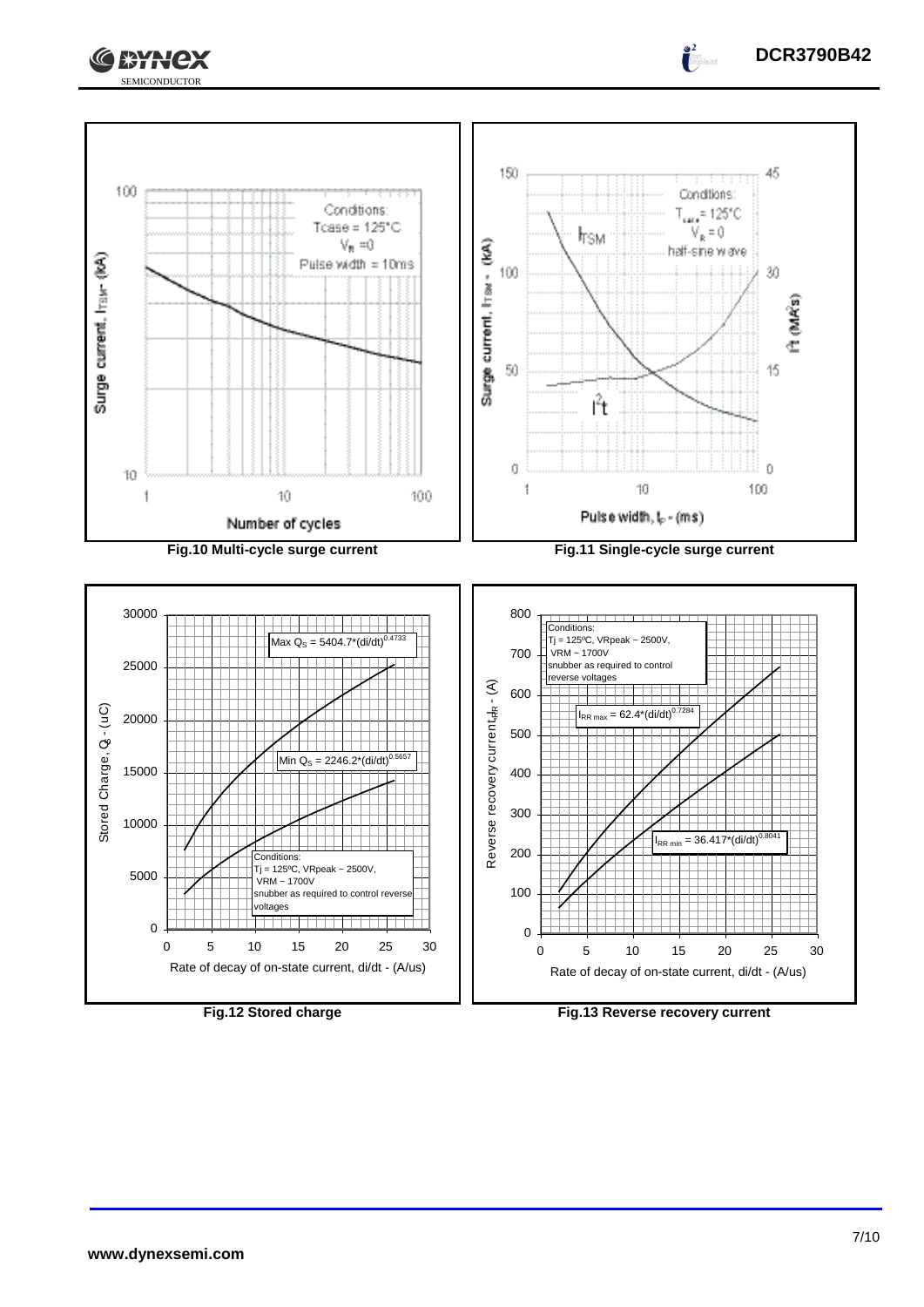Conditions:
Tcase = 125°C
$V_R$ = 0
Pulse width = 10ms

Surge current, $I_{TSM}$ - (kA)

Number of cycles

**Fig.10 Multi-cycle surge current**

Conditions:
$T_{case}$ = 125°C
$V_R$ = 0
half-sine wave

$I_{TSM}$

$I^2t$

Surge current, $I_{TSM}$ - (kA)

$I^2t$ (MA²s)

Pulse width, $t_p$ - (ms)

**Fig.11 Single-cycle surge current**

Max $Q_S$ = 5404.7*(di/dt)$^{0.4733}$

Min $Q_S$ = 2246.2*(di/dt)$^{0.5657}$

Conditions:
Tj = 125°C, VRpeak ~ 2500V,
VRM ~ 1700V
snubber as required to control reverse voltages

Stored Charge, $Q_S$ - (uC)

Rate of decay of on-state current, di/dt - (A/us)

**Fig.12 Stored charge**

Conditions:
Tj = 125°C, VRpeak ~ 2500V,
VRM ~ 1700V
snubber as required to control reverse voltages

$I_{RR\ max}$ = 62.4*(di/dt)$^{0.7284}$

$I_{RR\ min}$ = 36.417*(di/dt)$^{0.8041}$

Reverse recovery current, $I_{RR}$ - (A)

Rate of decay of on-state current, di/dt - (A/us)

**Fig.13 Reverse recovery current**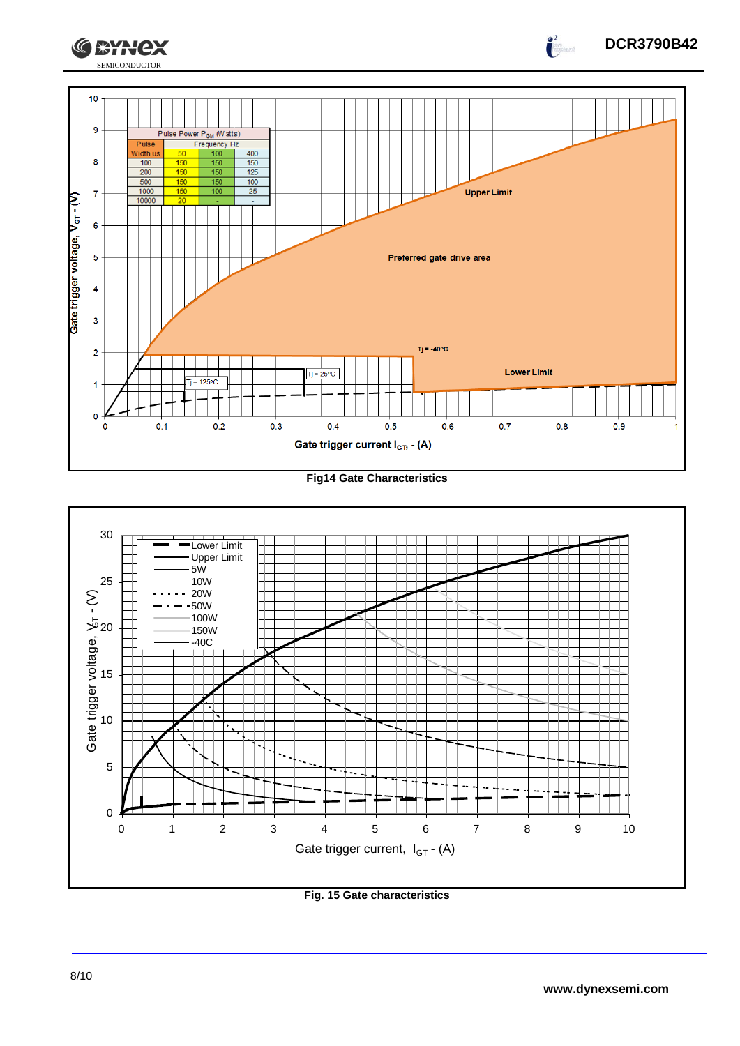| Pulse Power $P_{GM}$ (Watts) | | | |
|---|---|---|---|
| Pulse Width us | Frequency Hz | | |
| | 50 | 100 | 400 |
| 100 | 150 | 150 | 150 |
| 200 | 150 | 150 | 125 |
| 500 | 150 | 150 | 100 |
| 1000 | 150 | 100 | 25 |
| 10000 | 20 | - | - |

Upper Limit

Preferred gate drive area

Tj = -40ºC

Lower Limit

Tj = 25ºC

Tj = 125ºC

Gate trigger voltage, $V_{GT}$ - (V)

Gate trigger current $I_{GT}$ - (A)

**Fig14 Gate Characteristics**

Lower Limit
Upper Limit
5W
10W
20W
50W
100W
150W
-40C

Gate trigger voltage, $V_{GT}$ - (V)

Gate trigger current, $I_{GT}$ - (A)

**Fig. 15 Gate characteristics**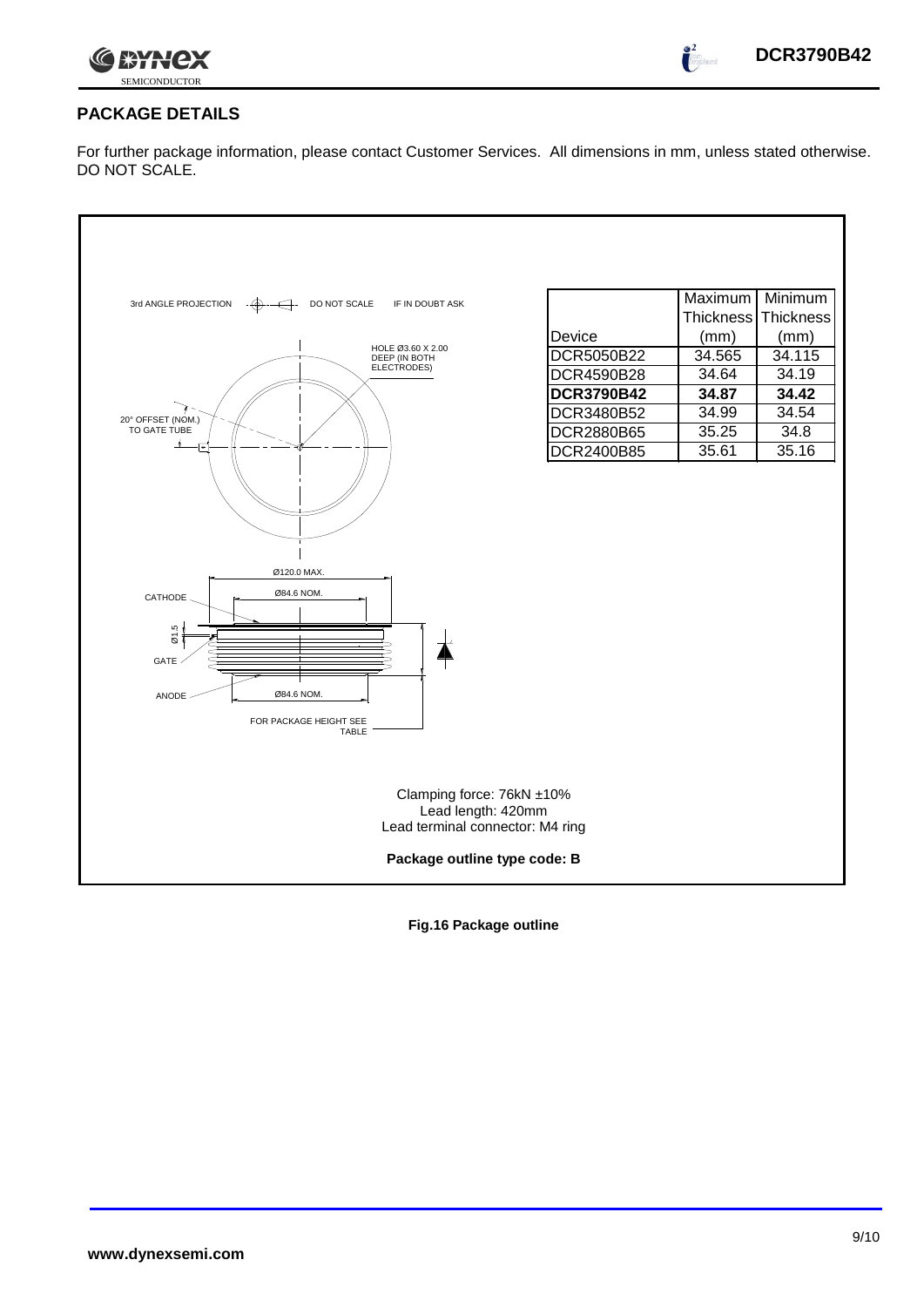## PACKAGE DETAILS

For further package information, please contact Customer Services. All dimensions in mm, unless stated otherwise. DO NOT SCALE.

3rd ANGLE PROJECTION DO NOT SCALE IF IN DOUBT ASK

HOLE Ø3.60 X 2.00 DEEP (IN BOTH ELECTRODES)

20° OFFSET (NOM.) TO GATE TUBE

Ø120.0 MAX.

CATHODE Ø84.6 NOM.

Ø1.5

GATE

ANODE Ø84.6 NOM.

FOR PACKAGE HEIGHT SEE TABLE

| Device | Maximum Thickness (mm) | Minimum Thickness (mm) |
|---|---|---|
| DCR5050B22 | 34.565 | 34.115 |
| DCR4590B28 | 34.64 | 34.19 |
| **DCR3790B42** | **34.87** | **34.42** |
| DCR3480B52 | 34.99 | 34.54 |
| DCR2880B65 | 35.25 | 34.8 |
| DCR2400B85 | 35.61 | 35.16 |

Clamping force: 76kN ±10%
Lead length: 420mm
Lead terminal connector: M4 ring

**Package outline type code: B**

**Fig.16 Package outline**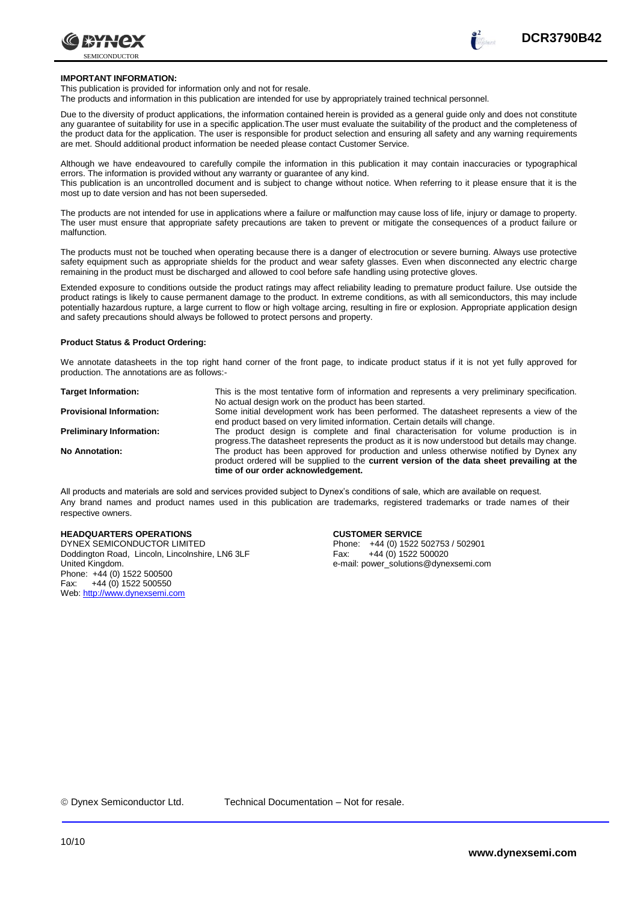**IMPORTANT INFORMATION:**

This publication is provided for information only and not for resale.

The products and information in this publication are intended for use by appropriately trained technical personnel.

Due to the diversity of product applications, the information contained herein is provided as a general guide only and does not constitute any guarantee of suitability for use in a specific application.The user must evaluate the suitability of the product and the completeness of the product data for the application. The user is responsible for product selection and ensuring all safety and any warning requirements are met. Should additional product information be needed please contact Customer Service.

Although we have endeavoured to carefully compile the information in this publication it may contain inaccuracies or typographical errors. The information is provided without any warranty or guarantee of any kind.

This publication is an uncontrolled document and is subject to change without notice. When referring to it please ensure that it is the most up to date version and has not been superseded.

The products are not intended for use in applications where a failure or malfunction may cause loss of life, injury or damage to property. The user must ensure that appropriate safety precautions are taken to prevent or mitigate the consequences of a product failure or malfunction.

The products must not be touched when operating because there is a danger of electrocution or severe burning. Always use protective safety equipment such as appropriate shields for the product and wear safety glasses. Even when disconnected any electric charge remaining in the product must be discharged and allowed to cool before safe handling using protective gloves.

Extended exposure to conditions outside the product ratings may affect reliability leading to premature product failure. Use outside the product ratings is likely to cause permanent damage to the product. In extreme conditions, as with all semiconductors, this may include potentially hazardous rupture, a large current to flow or high voltage arcing, resulting in fire or explosion. Appropriate application design and safety precautions should always be followed to protect persons and property.

**Product Status & Product Ordering:**

We annotate datasheets in the top right hand corner of the front page, to indicate product status if it is not yet fully approved for production. The annotations are as follows:-

| | |
|---|---|
| **Target Information:** | This is the most tentative form of information and represents a very preliminary specification. No actual design work on the product has been started. |
| **Provisional Information:** | Some initial development work has been performed. The datasheet represents a view of the end product based on very limited information. Certain details will change. |
| **Preliminary Information:** | The product design is complete and final characterisation for volume production is in progress.The datasheet represents the product as it is now understood but details may change. |
| **No Annotation:** | The product has been approved for production and unless otherwise notified by Dynex any product ordered will be supplied to the **current version of the data sheet prevailing at the time of our order acknowledgement.** |

All products and materials are sold and services provided subject to Dynex's conditions of sale, which are available on request.

Any brand names and product names used in this publication are trademarks, registered trademarks or trade names of their respective owners.

**HEADQUARTERS OPERATIONS**
DYNEX SEMICONDUCTOR LIMITED
Doddington Road, Lincoln, Lincolnshire, LN6 3LF
United Kingdom.
Phone: +44 (0) 1522 500500
Fax: +44 (0) 1522 500550
Web: http://www.dynexsemi.com

**CUSTOMER SERVICE**
Phone: +44 (0) 1522 502753 / 502901
Fax: +44 (0) 1522 500020
e-mail: power_solutions@dynexsemi.com

© Dynex Semiconductor Ltd. Technical Documentation – Not for resale.